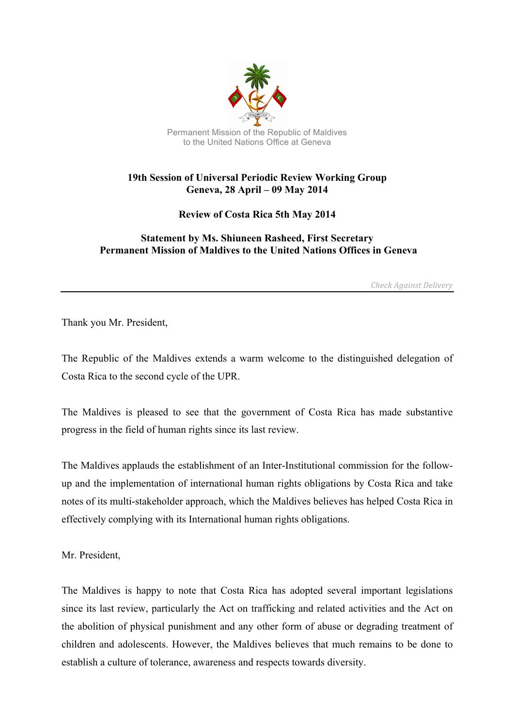Permanent Mission of the Republic of Maldives
to the United Nations Office at Geneva

**19th Session of Universal Periodic Review Working Group**
**Geneva, 28 April – 09 May 2014**

**Review of Costa Rica 5th May 2014**

**Statement by Ms. Shiuneen Rasheed, First Secretary**
**Permanent Mission of Maldives to the United Nations Offices in Geneva**

*Check Against Delivery*

---

Thank you Mr. President,

The Republic of the Maldives extends a warm welcome to the distinguished delegation of Costa Rica to the second cycle of the UPR.

The Maldives is pleased to see that the government of Costa Rica has made substantive progress in the field of human rights since its last review.

The Maldives applauds the establishment of an Inter-Institutional commission for the follow-up and the implementation of international human rights obligations by Costa Rica and take notes of its multi-stakeholder approach, which the Maldives believes has helped Costa Rica in effectively complying with its International human rights obligations.

Mr. President,

The Maldives is happy to note that Costa Rica has adopted several important legislations since its last review, particularly the Act on trafficking and related activities and the Act on the abolition of physical punishment and any other form of abuse or degrading treatment of children and adolescents. However, the Maldives believes that much remains to be done to establish a culture of tolerance, awareness and respects towards diversity.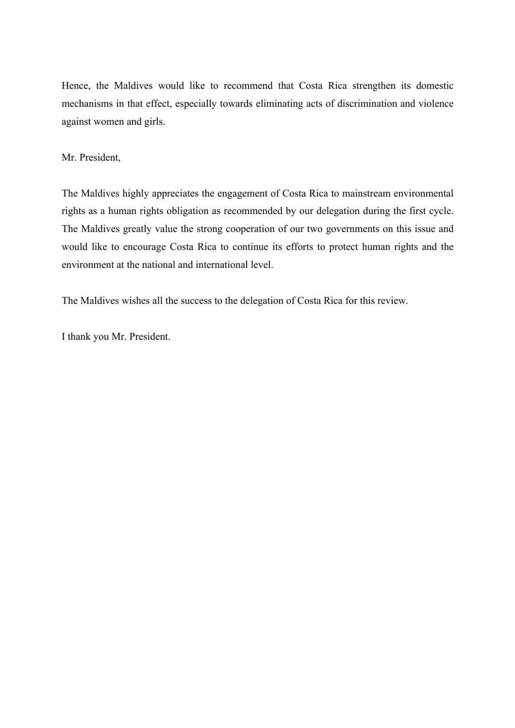Hence, the Maldives would like to recommend that Costa Rica strengthen its domestic mechanisms in that effect, especially towards eliminating acts of discrimination and violence against women and girls.

Mr. President,

The Maldives highly appreciates the engagement of Costa Rica to mainstream environmental rights as a human rights obligation as recommended by our delegation during the first cycle. The Maldives greatly value the strong cooperation of our two governments on this issue and would like to encourage Costa Rica to continue its efforts to protect human rights and the environment at the national and international level.

The Maldives wishes all the success to the delegation of Costa Rica for this review.

I thank you Mr. President.